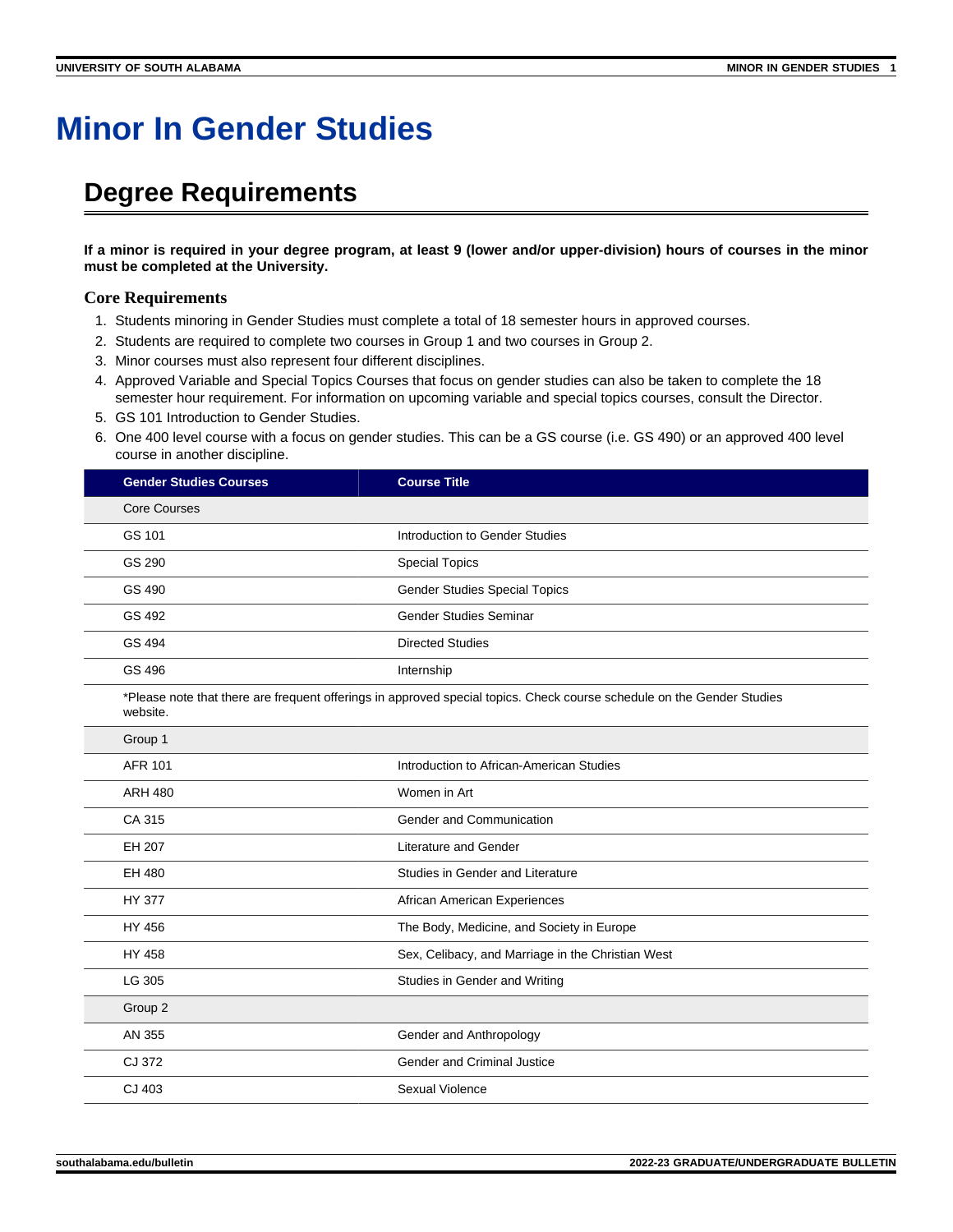# Minor In Gender Studies

## Degree Requirements

**If a minor is required in your degree program, at least 9 (lower and/or upper-division) hours of courses in the minor must be completed at the University.**

### Core Requirements

1. Students minoring in Gender Studies must complete a total of 18 semester hours in approved courses.
2. Students are required to complete two courses in Group 1 and two courses in Group 2.
3. Minor courses must also represent four different disciplines.
4. Approved Variable and Special Topics Courses that focus on gender studies can also be taken to complete the 18 semester hour requirement. For information on upcoming variable and special topics courses, consult the Director.
5. GS 101 Introduction to Gender Studies.
6. One 400 level course with a focus on gender studies. This can be a GS course (i.e. GS 490) or an approved 400 level course in another discipline.

| Gender Studies Courses | Course Title |
|---|---|
| Core Courses | |
| GS 101 | Introduction to Gender Studies |
| GS 290 | Special Topics |
| GS 490 | Gender Studies Special Topics |
| GS 492 | Gender Studies Seminar |
| GS 494 | Directed Studies |
| GS 496 | Internship |
| *Please note that there are frequent offerings in approved special topics. Check course schedule on the Gender Studies website. | |
| Group 1 | |
| AFR 101 | Introduction to African-American Studies |
| ARH 480 | Women in Art |
| CA 315 | Gender and Communication |
| EH 207 | Literature and Gender |
| EH 480 | Studies in Gender and Literature |
| HY 377 | African American Experiences |
| HY 456 | The Body, Medicine, and Society in Europe |
| HY 458 | Sex, Celibacy, and Marriage in the Christian West |
| LG 305 | Studies in Gender and Writing |
| Group 2 | |
| AN 355 | Gender and Anthropology |
| CJ 372 | Gender and Criminal Justice |
| CJ 403 | Sexual Violence |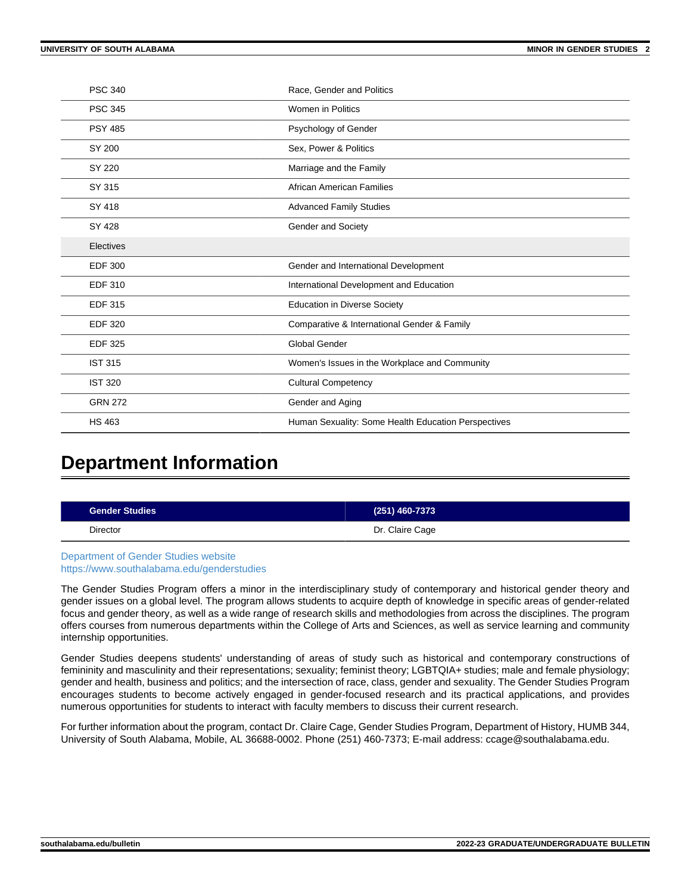| | |
|---|---|
| PSC 340 | Race, Gender and Politics |
| PSC 345 | Women in Politics |
| PSY 485 | Psychology of Gender |
| SY 200 | Sex, Power & Politics |
| SY 220 | Marriage and the Family |
| SY 315 | African American Families |
| SY 418 | Advanced Family Studies |
| SY 428 | Gender and Society |
| Electives | |
| EDF 300 | Gender and International Development |
| EDF 310 | International Development and Education |
| EDF 315 | Education in Diverse Society |
| EDF 320 | Comparative & International Gender & Family |
| EDF 325 | Global Gender |
| IST 315 | Women's Issues in the Workplace and Community |
| IST 320 | Cultural Competency |
| GRN 272 | Gender and Aging |
| HS 463 | Human Sexuality: Some Health Education Perspectives |

# Department Information

| Gender Studies | (251) 460-7373 |
|---|---|
| Director | Dr. Claire Cage |

Department of Gender Studies website
https://www.southalabama.edu/genderstudies

The Gender Studies Program offers a minor in the interdisciplinary study of contemporary and historical gender theory and gender issues on a global level. The program allows students to acquire depth of knowledge in specific areas of gender-related focus and gender theory, as well as a wide range of research skills and methodologies from across the disciplines. The program offers courses from numerous departments within the College of Arts and Sciences, as well as service learning and community internship opportunities.

Gender Studies deepens students' understanding of areas of study such as historical and contemporary constructions of femininity and masculinity and their representations; sexuality; feminist theory; LGBTQIA+ studies; male and female physiology; gender and health, business and politics; and the intersection of race, class, gender and sexuality. The Gender Studies Program encourages students to become actively engaged in gender-focused research and its practical applications, and provides numerous opportunities for students to interact with faculty members to discuss their current research.

For further information about the program, contact Dr. Claire Cage, Gender Studies Program, Department of History, HUMB 344, University of South Alabama, Mobile, AL 36688-0002. Phone (251) 460-7373; E-mail address: ccage@southalabama.edu.